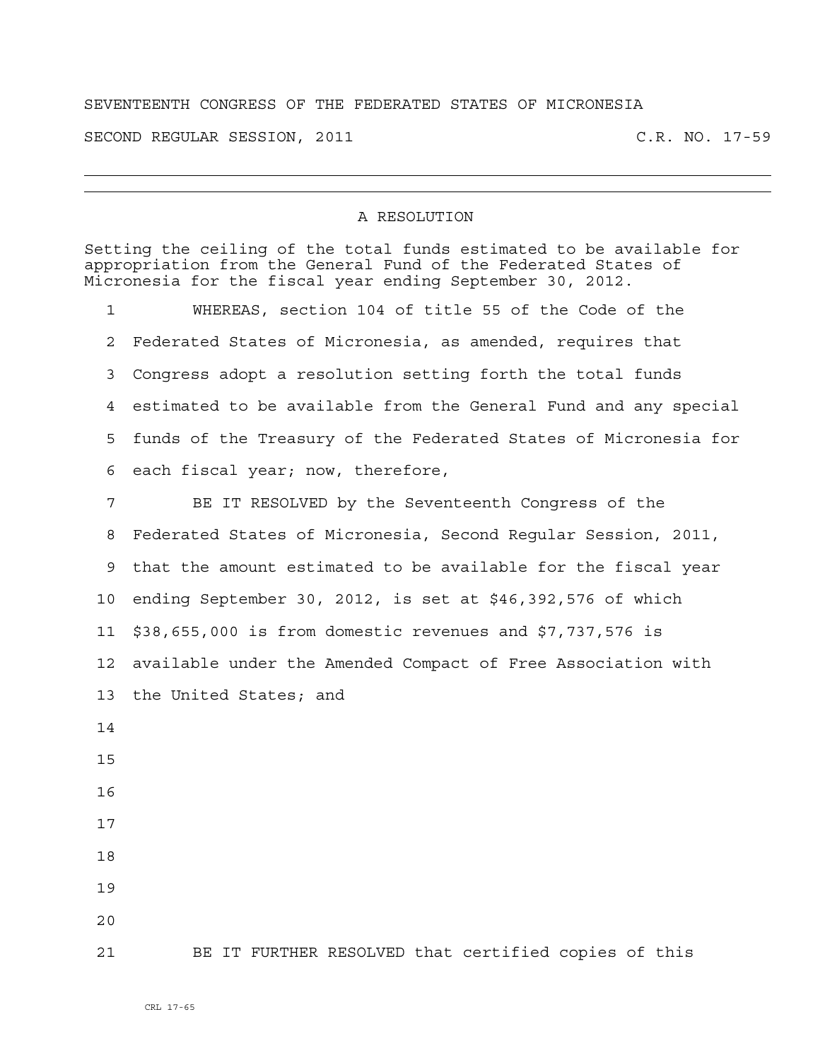SEVENTEENTH CONGRESS OF THE FEDERATED STATES OF MICRONESIA

SECOND REGULAR SESSION, 2011 C.R. NO. 17-59

---

## A RESOLUTION

Setting the ceiling of the total funds estimated to be available for appropriation from the General Fund of the Federated States of Micronesia for the fiscal year ending September 30, 2012.

1 WHEREAS, section 104 of title 55 of the Code of the
2 Federated States of Micronesia, as amended, requires that
3 Congress adopt a resolution setting forth the total funds
4 estimated to be available from the General Fund and any special
5 funds of the Treasury of the Federated States of Micronesia for
6 each fiscal year; now, therefore,
7 BE IT RESOLVED by the Seventeenth Congress of the
8 Federated States of Micronesia, Second Regular Session, 2011,
9 that the amount estimated to be available for the fiscal year
10 ending September 30, 2012, is set at $46,392,576 of which
11 $38,655,000 is from domestic revenues and $7,737,576 is
12 available under the Amended Compact of Free Association with
13 the United States; and
14
15
16
17
18
19
20
21 BE IT FURTHER RESOLVED that certified copies of this

CRL 17-65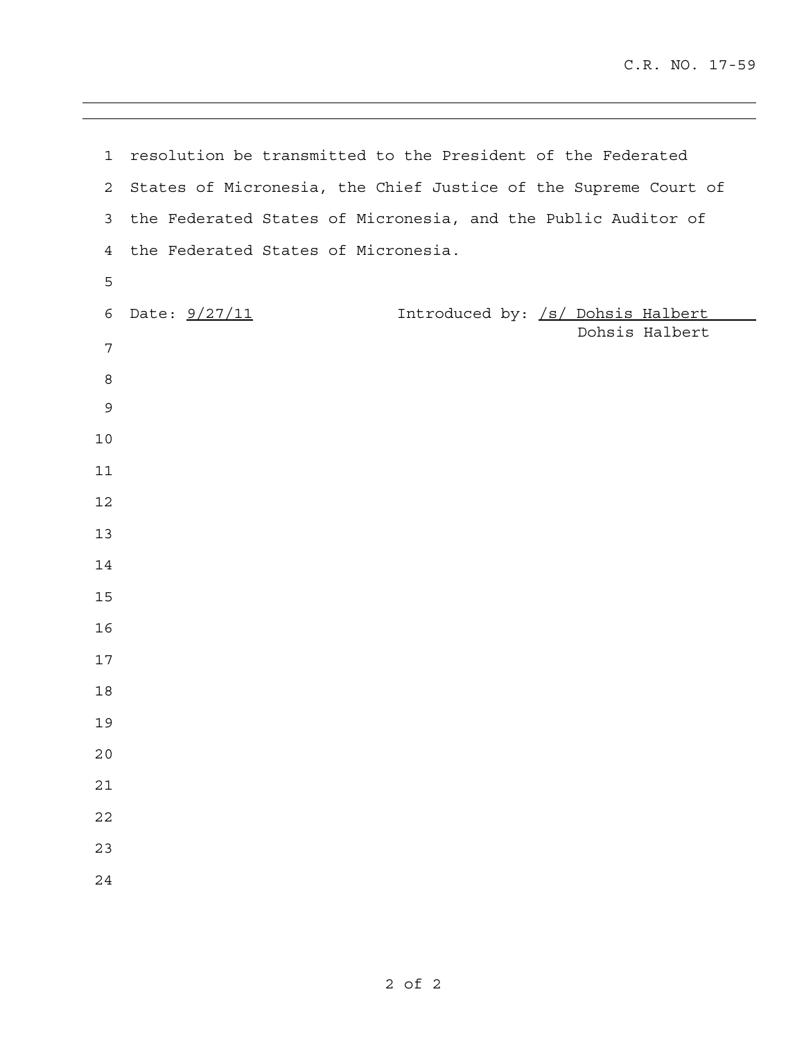resolution be transmitted to the President of the Federated States of Micronesia, the Chief Justice of the Supreme Court of the Federated States of Micronesia, and the Public Auditor of the Federated States of Micronesia.

Date: 9/27/11

Introduced by: /s/ Dohsis Halbert
Dohsis Halbert